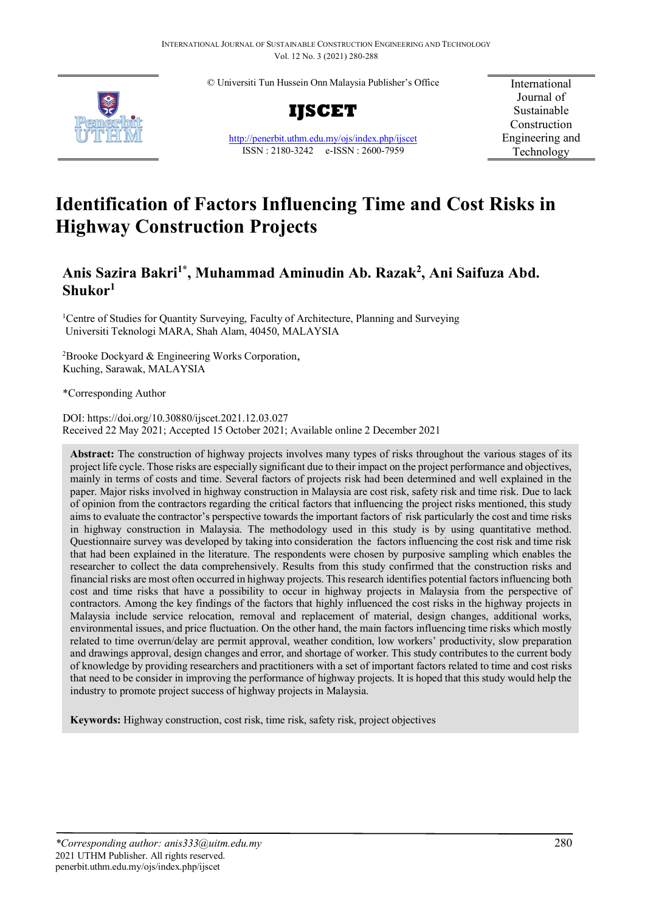© Universiti Tun Hussein Onn Malaysia Publisher's Office

**IJSCET**

http://penerbit.uthm.edu.my/ojs/index.php/ijscet

ISSN : 2180-3242 e-ISSN : 2600-7959

International Journal of Sustainable Construction Engineering and Technology

# Identification of Factors Influencing Time and Cost Risks in Highway Construction Projects

**Anis Sazira Bakri[1]*, Muhammad Aminudin Ab. Razak[2], Ani Saifuza Abd. Shukor[1]**

[1]Centre of Studies for Quantity Surveying, Faculty of Architecture, Planning and Surveying Universiti Teknologi MARA, Shah Alam, 40450, MALAYSIA

[2]Brooke Dockyard & Engineering Works Corporation, Kuching, Sarawak, MALAYSIA

*Corresponding Author

DOI: https://doi.org/10.30880/ijscet.2021.12.03.027

Received 22 May 2021; Accepted 15 October 2021; Available online 2 December 2021

**Abstract:** The construction of highway projects involves many types of risks throughout the various stages of its project life cycle. Those risks are especially significant due to their impact on the project performance and objectives, mainly in terms of costs and time. Several factors of projects risk had been determined and well explained in the paper. Major risks involved in highway construction in Malaysia are cost risk, safety risk and time risk. Due to lack of opinion from the contractors regarding the critical factors that influencing the project risks mentioned, this study aims to evaluate the contractor's perspective towards the important factors of risk particularly the cost and time risks in highway construction in Malaysia. The methodology used in this study is by using quantitative method. Questionnaire survey was developed by taking into consideration the factors influencing the cost risk and time risk that had been explained in the literature. The respondents were chosen by purposive sampling which enables the researcher to collect the data comprehensively. Results from this study confirmed that the construction risks and financial risks are most often occurred in highway projects. This research identifies potential factors influencing both cost and time risks that have a possibility to occur in highway projects in Malaysia from the perspective of contractors. Among the key findings of the factors that highly influenced the cost risks in the highway projects in Malaysia include service relocation, removal and replacement of material, design changes, additional works, environmental issues, and price fluctuation. On the other hand, the main factors influencing time risks which mostly related to time overrun/delay are permit approval, weather condition, low workers' productivity, slow preparation and drawings approval, design changes and error, and shortage of worker. This study contributes to the current body of knowledge by providing researchers and practitioners with a set of important factors related to time and cost risks that need to be consider in improving the performance of highway projects. It is hoped that this study would help the industry to promote project success of highway projects in Malaysia.

**Keywords:** Highway construction, cost risk, time risk, safety risk, project objectives

---

*\*Corresponding author: anis333@uitm.edu.my*
2021 UTHM Publisher. All rights reserved.
penerbit.uthm.edu.my/ojs/index.php/ijscet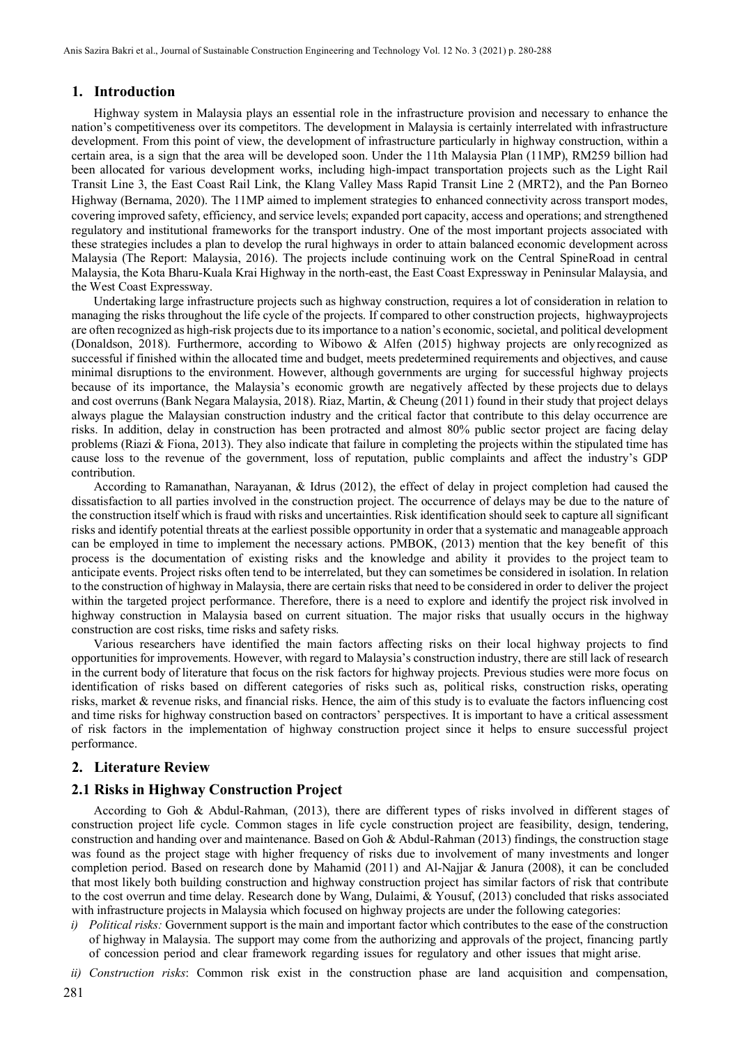## 1. Introduction

Highway system in Malaysia plays an essential role in the infrastructure provision and necessary to enhance the nation's competitiveness over its competitors. The development in Malaysia is certainly interrelated with infrastructure development. From this point of view, the development of infrastructure particularly in highway construction, within a certain area, is a sign that the area will be developed soon. Under the 11th Malaysia Plan (11MP), RM259 billion had been allocated for various development works, including high-impact transportation projects such as the Light Rail Transit Line 3, the East Coast Rail Link, the Klang Valley Mass Rapid Transit Line 2 (MRT2), and the Pan Borneo Highway (Bernama, 2020). The 11MP aimed to implement strategies to enhanced connectivity across transport modes, covering improved safety, efficiency, and service levels; expanded port capacity, access and operations; and strengthened regulatory and institutional frameworks for the transport industry. One of the most important projects associated with these strategies includes a plan to develop the rural highways in order to attain balanced economic development across Malaysia (The Report: Malaysia, 2016). The projects include continuing work on the Central SpineRoad in central Malaysia, the Kota Bharu-Kuala Krai Highway in the north-east, the East Coast Expressway in Peninsular Malaysia, and the West Coast Expressway.

Undertaking large infrastructure projects such as highway construction, requires a lot of consideration in relation to managing the risks throughout the life cycle of the projects. If compared to other construction projects, highwayprojects are often recognized as high-risk projects due to its importance to a nation's economic, societal, and political development (Donaldson, 2018). Furthermore, according to Wibowo & Alfen (2015) highway projects are onlyrecognized as successful if finished within the allocated time and budget, meets predetermined requirements and objectives, and cause minimal disruptions to the environment. However, although governments are urging for successful highway projects because of its importance, the Malaysia's economic growth are negatively affected by these projects due to delays and cost overruns (Bank Negara Malaysia, 2018). Riaz, Martin, & Cheung (2011) found in their study that project delays always plague the Malaysian construction industry and the critical factor that contribute to this delay occurrence are risks. In addition, delay in construction has been protracted and almost 80% public sector project are facing delay problems (Riazi & Fiona, 2013). They also indicate that failure in completing the projects within the stipulated time has cause loss to the revenue of the government, loss of reputation, public complaints and affect the industry's GDP contribution.

According to Ramanathan, Narayanan, & Idrus (2012), the effect of delay in project completion had caused the dissatisfaction to all parties involved in the construction project. The occurrence of delays may be due to the nature of the construction itself which is fraud with risks and uncertainties. Risk identification should seek to capture all significant risks and identify potential threats at the earliest possible opportunity in order that a systematic and manageable approach can be employed in time to implement the necessary actions. PMBOK, (2013) mention that the key benefit of this process is the documentation of existing risks and the knowledge and ability it provides to the project team to anticipate events. Project risks often tend to be interrelated, but they can sometimes be considered in isolation. In relation to the construction of highway in Malaysia, there are certain risks that need to be considered in order to deliver the project within the targeted project performance. Therefore, there is a need to explore and identify the project risk involved in highway construction in Malaysia based on current situation. The major risks that usually occurs in the highway construction are cost risks, time risks and safety risks.

Various researchers have identified the main factors affecting risks on their local highway projects to find opportunities for improvements. However, with regard to Malaysia's construction industry, there are still lack of research in the current body of literature that focus on the risk factors for highway projects. Previous studies were more focus on identification of risks based on different categories of risks such as, political risks, construction risks, operating risks, market & revenue risks, and financial risks. Hence, the aim of this study is to evaluate the factors influencing cost and time risks for highway construction based on contractors' perspectives. It is important to have a critical assessment of risk factors in the implementation of highway construction project since it helps to ensure successful project performance.

## 2. Literature Review

### 2.1 Risks in Highway Construction Project

According to Goh & Abdul-Rahman, (2013), there are different types of risks involved in different stages of construction project life cycle. Common stages in life cycle construction project are feasibility, design, tendering, construction and handing over and maintenance. Based on Goh & Abdul-Rahman (2013) findings, the construction stage was found as the project stage with higher frequency of risks due to involvement of many investments and longer completion period. Based on research done by Mahamid (2011) and Al-Najjar & Janura (2008), it can be concluded that most likely both building construction and highway construction project has similar factors of risk that contribute to the cost overrun and time delay. Research done by Wang, Dulaimi, & Yousuf, (2013) concluded that risks associated with infrastructure projects in Malaysia which focused on highway projects are under the following categories:

*i) Political risks:* Government support is the main and important factor which contributes to the ease of the construction of highway in Malaysia. The support may come from the authorizing and approvals of the project, financing partly of concession period and clear framework regarding issues for regulatory and other issues that might arise.

*ii) Construction risks*: Common risk exist in the construction phase are land acquisition and compensation,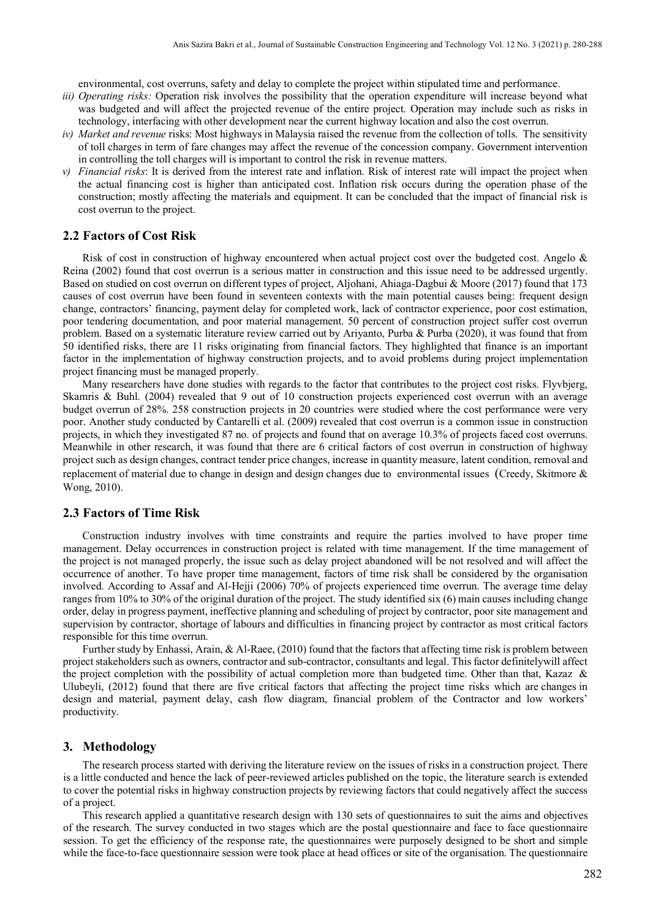environmental, cost overruns, safety and delay to complete the project within stipulated time and performance.

*iii) Operating risks:* Operation risk involves the possibility that the operation expenditure will increase beyond what was budgeted and will affect the projected revenue of the entire project. Operation may include such as risks in technology, interfacing with other development near the current highway location and also the cost overrun.

*iv) Market and revenue* risks: Most highways in Malaysia raised the revenue from the collection of tolls. The sensitivity of toll charges in term of fare changes may affect the revenue of the concession company. Government intervention in controlling the toll charges will is important to control the risk in revenue matters.

*v) Financial risks*: It is derived from the interest rate and inflation. Risk of interest rate will impact the project when the actual financing cost is higher than anticipated cost. Inflation risk occurs during the operation phase of the construction; mostly affecting the materials and equipment. It can be concluded that the impact of financial risk is cost overrun to the project.

## 2.2 Factors of Cost Risk

Risk of cost in construction of highway encountered when actual project cost over the budgeted cost. Angelo & Reina (2002) found that cost overrun is a serious matter in construction and this issue need to be addressed urgently. Based on studied on cost overrun on different types of project, Aljohani, Ahiaga-Dagbui & Moore (2017) found that 173 causes of cost overrun have been found in seventeen contexts with the main potential causes being: frequent design change, contractors' financing, payment delay for completed work, lack of contractor experience, poor cost estimation, poor tendering documentation, and poor material management. 50 percent of construction project suffer cost overrun problem. Based on a systematic literature review carried out by Ariyanto, Purba & Purba (2020), it was found that from 50 identified risks, there are 11 risks originating from financial factors. They highlighted that finance is an important factor in the implementation of highway construction projects, and to avoid problems during project implementation project financing must be managed properly.

Many researchers have done studies with regards to the factor that contributes to the project cost risks. Flyvbjerg, Skamris & Buhl. (2004) revealed that 9 out of 10 construction projects experienced cost overrun with an average budget overrun of 28%. 258 construction projects in 20 countries were studied where the cost performance were very poor. Another study conducted by Cantarelli et al. (2009) revealed that cost overrun is a common issue in construction projects, in which they investigated 87 no. of projects and found that on average 10.3% of projects faced cost overruns. Meanwhile in other research, it was found that there are 6 critical factors of cost overrun in construction of highway project such as design changes, contract tender price changes, increase in quantity measure, latent condition, removal and replacement of material due to change in design and design changes due to environmental issues (Creedy, Skitmore & Wong, 2010).

## 2.3 Factors of Time Risk

Construction industry involves with time constraints and require the parties involved to have proper time management. Delay occurrences in construction project is related with time management. If the time management of the project is not managed properly, the issue such as delay project abandoned will be not resolved and will affect the occurrence of another. To have proper time management, factors of time risk shall be considered by the organisation involved. According to Assaf and Al-Hejji (2006) 70% of projects experienced time overrun. The average time delay ranges from 10% to 30% of the original duration of the project. The study identified six (6) main causes including change order, delay in progress payment, ineffective planning and scheduling of project by contractor, poor site management and supervision by contractor, shortage of labours and difficulties in financing project by contractor as most critical factors responsible for this time overrun.

Further study by Enhassi, Arain, & Al-Raee, (2010) found that the factors that affecting time risk is problem between project stakeholders such as owners, contractor and sub-contractor, consultants and legal. This factor definitelywill affect the project completion with the possibility of actual completion more than budgeted time. Other than that, Kazaz & Ulubeyli, (2012) found that there are five critical factors that affecting the project time risks which are changes in design and material, payment delay, cash flow diagram, financial problem of the Contractor and low workers' productivity.

# 3. Methodology

The research process started with deriving the literature review on the issues of risks in a construction project. There is a little conducted and hence the lack of peer-reviewed articles published on the topic, the literature search is extended to cover the potential risks in highway construction projects by reviewing factors that could negatively affect the success of a project.

This research applied a quantitative research design with 130 sets of questionnaires to suit the aims and objectives of the research. The survey conducted in two stages which are the postal questionnaire and face to face questionnaire session. To get the efficiency of the response rate, the questionnaires were purposely designed to be short and simple while the face-to-face questionnaire session were took place at head offices or site of the organisation. The questionnaire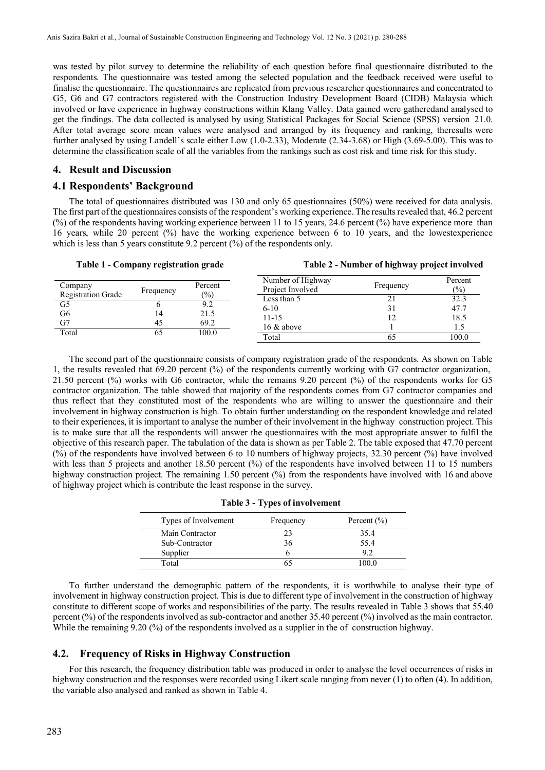was tested by pilot survey to determine the reliability of each question before final questionnaire distributed to the respondents. The questionnaire was tested among the selected population and the feedback received were useful to finalise the questionnaire. The questionnaires are replicated from previous researcher questionnaires and concentrated to G5, G6 and G7 contractors registered with the Construction Industry Development Board (CIDB) Malaysia which involved or have experience in highway constructions within Klang Valley. Data gained were gatheredand analysed to get the findings. The data collected is analysed by using Statistical Packages for Social Science (SPSS) version 21.0. After total average score mean values were analysed and arranged by its frequency and ranking, theresults were further analysed by using Landell's scale either Low (1.0-2.33), Moderate (2.34-3.68) or High (3.69-5.00). This was to determine the classification scale of all the variables from the rankings such as cost risk and time risk for this study.

## 4. Result and Discussion

### 4.1 Respondents' Background

The total of questionnaires distributed was 130 and only 65 questionnaires (50%) were received for data analysis. The first part of the questionnaires consists of the respondent's working experience. The results revealed that, 46.2 percent (%) of the respondents having working experience between 11 to 15 years, 24.6 percent (%) have experience more than 16 years, while 20 percent (%) have the working experience between 6 to 10 years, and the lowestexperience which is less than 5 years constitute 9.2 percent (%) of the respondents only.

**Table 1 - Company registration grade**

| Company Registration Grade | Frequency | Percent (%) |
|---|---|---|
| G5 | 6 | 9.2 |
| G6 | 14 | 21.5 |
| G7 | 45 | 69.2 |
| Total | 65 | 100.0 |

**Table 2 - Number of highway project involved**

| Number of Highway Project Involved | Frequency | Percent (%) |
|---|---|---|
| Less than 5 | 21 | 32.3 |
| 6-10 | 31 | 47.7 |
| 11-15 | 12 | 18.5 |
| 16 & above | 1 | 1.5 |
| Total | 65 | 100.0 |

The second part of the questionnaire consists of company registration grade of the respondents. As shown on Table 1, the results revealed that 69.20 percent (%) of the respondents currently working with G7 contractor organization, 21.50 percent (%) works with G6 contractor, while the remains 9.20 percent (%) of the respondents works for G5 contractor organization. The table showed that majority of the respondents comes from G7 contractor companies and thus reflect that they constituted most of the respondents who are willing to answer the questionnaire and their involvement in highway construction is high. To obtain further understanding on the respondent knowledge and related to their experiences, it is important to analyse the number of their involvement in the highway construction project. This is to make sure that all the respondents will answer the questionnaires with the most appropriate answer to fulfil the objective of this research paper. The tabulation of the data is shown as per Table 2. The table exposed that 47.70 percent (%) of the respondents have involved between 6 to 10 numbers of highway projects, 32.30 percent (%) have involved with less than 5 projects and another 18.50 percent (%) of the respondents have involved between 11 to 15 numbers highway construction project. The remaining 1.50 percent (%) from the respondents have involved with 16 and above of highway project which is contribute the least response in the survey.

**Table 3 - Types of involvement**

| Types of Involvement | Frequency | Percent (%) |
|---|---|---|
| Main Contractor | 23 | 35.4 |
| Sub-Contractor | 36 | 55.4 |
| Supplier | 6 | 9.2 |
| Total | 65 | 100.0 |

To further understand the demographic pattern of the respondents, it is worthwhile to analyse their type of involvement in highway construction project. This is due to different type of involvement in the construction of highway constitute to different scope of works and responsibilities of the party. The results revealed in Table 3 shows that 55.40 percent (%) of the respondents involved as sub-contractor and another 35.40 percent (%) involved as the main contractor. While the remaining 9.20 (%) of the respondents involved as a supplier in the of construction highway.

### 4.2. Frequency of Risks in Highway Construction

For this research, the frequency distribution table was produced in order to analyse the level occurrences of risks in highway construction and the responses were recorded using Likert scale ranging from never (1) to often (4). In addition, the variable also analysed and ranked as shown in Table 4.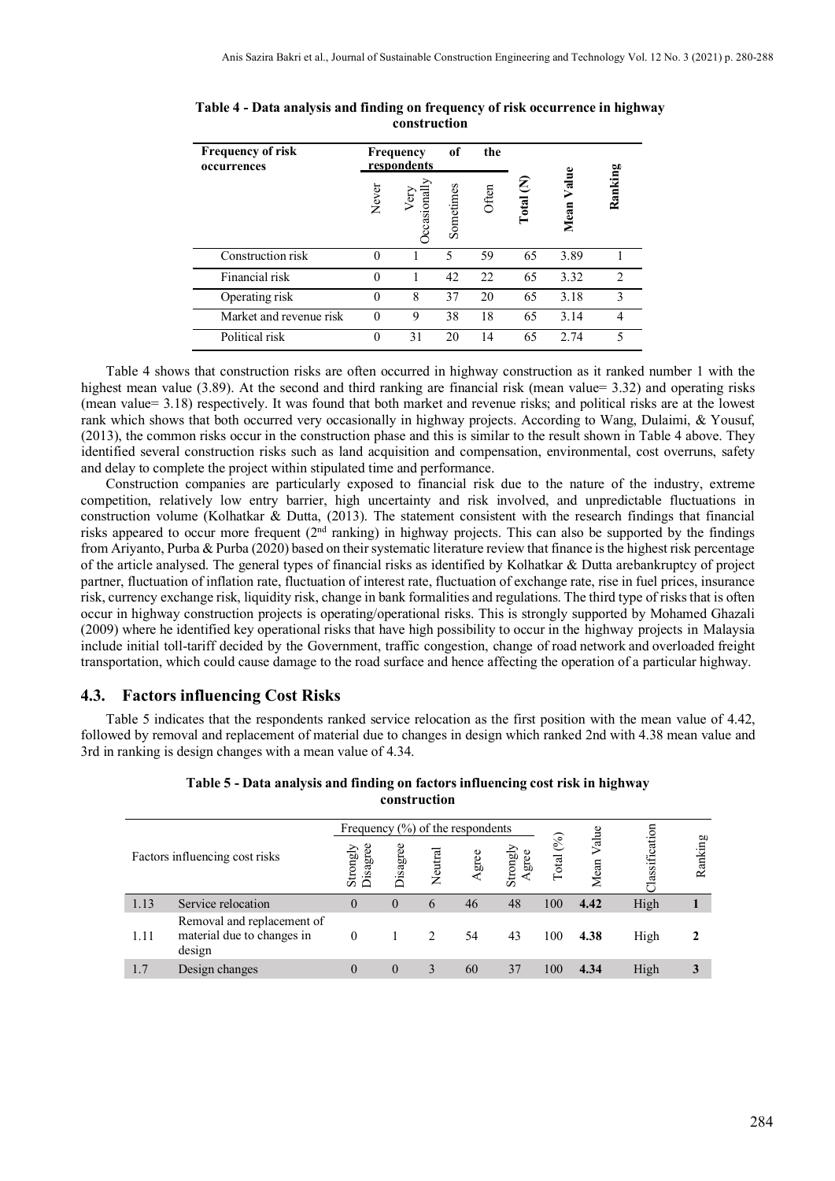**Table 4 - Data analysis and finding on frequency of risk occurrence in highway construction**

| Frequency of risk occurrences | Frequency of the respondents | | | | Total (N) | Mean Value | Ranking |
|---|---|---|---|---|---|---|---|
| | Never | Very Occasionally | Sometimes | Often | | | |
| Construction risk | 0 | 1 | 5 | 59 | 65 | 3.89 | 1 |
| Financial risk | 0 | 1 | 42 | 22 | 65 | 3.32 | 2 |
| Operating risk | 0 | 8 | 37 | 20 | 65 | 3.18 | 3 |
| Market and revenue risk | 0 | 9 | 38 | 18 | 65 | 3.14 | 4 |
| Political risk | 0 | 31 | 20 | 14 | 65 | 2.74 | 5 |

Table 4 shows that construction risks are often occurred in highway construction as it ranked number 1 with the highest mean value (3.89). At the second and third ranking are financial risk (mean value= 3.32) and operating risks (mean value= 3.18) respectively. It was found that both market and revenue risks; and political risks are at the lowest rank which shows that both occurred very occasionally in highway projects. According to Wang, Dulaimi, & Yousuf, (2013), the common risks occur in the construction phase and this is similar to the result shown in Table 4 above. They identified several construction risks such as land acquisition and compensation, environmental, cost overruns, safety and delay to complete the project within stipulated time and performance.

Construction companies are particularly exposed to financial risk due to the nature of the industry, extreme competition, relatively low entry barrier, high uncertainty and risk involved, and unpredictable fluctuations in construction volume (Kolhatkar & Dutta, (2013). The statement consistent with the research findings that financial risks appeared to occur more frequent (2nd ranking) in highway projects. This can also be supported by the findings from Ariyanto, Purba & Purba (2020) based on their systematic literature review that finance is the highest risk percentage of the article analysed. The general types of financial risks as identified by Kolhatkar & Dutta arebankruptcy of project partner, fluctuation of inflation rate, fluctuation of interest rate, fluctuation of exchange rate, rise in fuel prices, insurance risk, currency exchange risk, liquidity risk, change in bank formalities and regulations. The third type of risks that is often occur in highway construction projects is operating/operational risks. This is strongly supported by Mohamed Ghazali (2009) where he identified key operational risks that have high possibility to occur in the highway projects in Malaysia include initial toll-tariff decided by the Government, traffic congestion, change of road network and overloaded freight transportation, which could cause damage to the road surface and hence affecting the operation of a particular highway.

## 4.3. Factors influencing Cost Risks

Table 5 indicates that the respondents ranked service relocation as the first position with the mean value of 4.42, followed by removal and replacement of material due to changes in design which ranked 2nd with 4.38 mean value and 3rd in ranking is design changes with a mean value of 4.34.

**Table 5 - Data analysis and finding on factors influencing cost risk in highway construction**

| Factors influencing cost risks | | Frequency (%) of the respondents | | | | | Total (%) | Mean Value | Classification | Ranking |
|---|---|---|---|---|---|---|---|---|---|---|
| | | Strongly Disagree | Disagree | Neutral | Agree | Strongly Agree | | | | |
| 1.13 | Service relocation | 0 | 0 | 6 | 46 | 48 | 100 | **4.42** | High | **1** |
| 1.11 | Removal and replacement of material due to changes in design | 0 | 1 | 2 | 54 | 43 | 100 | **4.38** | High | **2** |
| 1.7 | Design changes | 0 | 0 | 3 | 60 | 37 | 100 | **4.34** | High | **3** |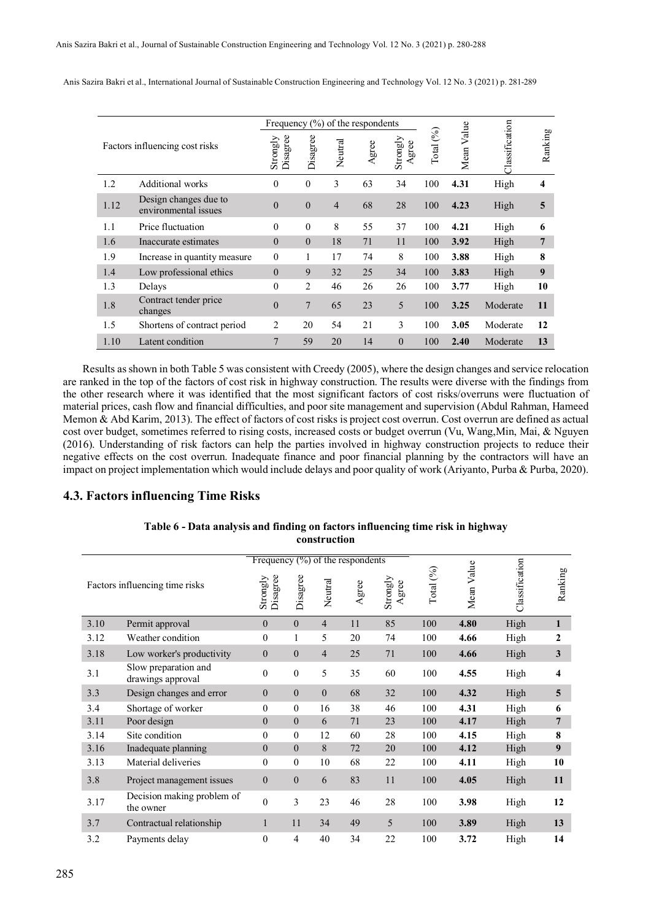| Factors influencing cost risks | | Frequency (%) of the respondents | | | | | Total (%) | Mean Value | Classification | Ranking |
|---|---|---|---|---|---|---|---|---|---|---|
| | | Strongly Disagree | Disagree | Neutral | Agree | Strongly Agree | | | | |
| 1.2 | Additional works | 0 | 0 | 3 | 63 | 34 | 100 | **4.31** | High | **4** |
| 1.12 | Design changes due to environmental issues | 0 | 0 | 4 | 68 | 28 | 100 | **4.23** | High | **5** |
| 1.1 | Price fluctuation | 0 | 0 | 8 | 55 | 37 | 100 | **4.21** | High | **6** |
| 1.6 | Inaccurate estimates | 0 | 0 | 18 | 71 | 11 | 100 | **3.92** | High | **7** |
| 1.9 | Increase in quantity measure | 0 | 1 | 17 | 74 | 8 | 100 | **3.88** | High | **8** |
| 1.4 | Low professional ethics | 0 | 9 | 32 | 25 | 34 | 100 | **3.83** | High | **9** |
| 1.3 | Delays | 0 | 2 | 46 | 26 | 26 | 100 | **3.77** | High | **10** |
| 1.8 | Contract tender price changes | 0 | 7 | 65 | 23 | 5 | 100 | **3.25** | Moderate | **11** |
| 1.5 | Shortens of contract period | 2 | 20 | 54 | 21 | 3 | 100 | **3.05** | Moderate | **12** |
| 1.10 | Latent condition | 7 | 59 | 20 | 14 | 0 | 100 | **2.40** | Moderate | **13** |

Results as shown in both Table 5 was consistent with Creedy (2005), where the design changes and service relocation are ranked in the top of the factors of cost risk in highway construction. The results were diverse with the findings from the other research where it was identified that the most significant factors of cost risks/overruns were fluctuation of material prices, cash flow and financial difficulties, and poor site management and supervision (Abdul Rahman, Hameed Memon & Abd Karim, 2013). The effect of factors of cost risks is project cost overrun. Cost overrun are defined as actual cost over budget, sometimes referred to rising costs, increased costs or budget overrun (Vu, Wang,Min, Mai, & Nguyen (2016). Understanding of risk factors can help the parties involved in highway construction projects to reduce their negative effects on the cost overrun. Inadequate finance and poor financial planning by the contractors will have an impact on project implementation which would include delays and poor quality of work (Ariyanto, Purba & Purba, 2020).

## 4.3. Factors influencing Time Risks

**Table 6 - Data analysis and finding on factors influencing time risk in highway construction**

| Factors influencing time risks | | Frequency (%) of the respondents | | | | | Total (%) | Mean Value | Classification | Ranking |
|---|---|---|---|---|---|---|---|---|---|---|
| | | Strongly Disagree | Disagree | Neutral | Agree | Strongly Agree | | | | |
| 3.10 | Permit approval | 0 | 0 | 4 | 11 | 85 | 100 | **4.80** | High | **1** |
| 3.12 | Weather condition | 0 | 1 | 5 | 20 | 74 | 100 | **4.66** | High | **2** |
| 3.18 | Low worker's productivity | 0 | 0 | 4 | 25 | 71 | 100 | **4.66** | High | **3** |
| 3.1 | Slow preparation and drawings approval | 0 | 0 | 5 | 35 | 60 | 100 | **4.55** | High | **4** |
| 3.3 | Design changes and error | 0 | 0 | 0 | 68 | 32 | 100 | **4.32** | High | **5** |
| 3.4 | Shortage of worker | 0 | 0 | 16 | 38 | 46 | 100 | **4.31** | High | **6** |
| 3.11 | Poor design | 0 | 0 | 6 | 71 | 23 | 100 | **4.17** | High | **7** |
| 3.14 | Site condition | 0 | 0 | 12 | 60 | 28 | 100 | **4.15** | High | **8** |
| 3.16 | Inadequate planning | 0 | 0 | 8 | 72 | 20 | 100 | **4.12** | High | **9** |
| 3.13 | Material deliveries | 0 | 0 | 10 | 68 | 22 | 100 | **4.11** | High | **10** |
| 3.8 | Project management issues | 0 | 0 | 6 | 83 | 11 | 100 | **4.05** | High | **11** |
| 3.17 | Decision making problem of the owner | 0 | 3 | 23 | 46 | 28 | 100 | **3.98** | High | **12** |
| 3.7 | Contractual relationship | 1 | 11 | 34 | 49 | 5 | 100 | **3.89** | High | **13** |
| 3.2 | Payments delay | 0 | 4 | 40 | 34 | 22 | 100 | **3.72** | High | **14** |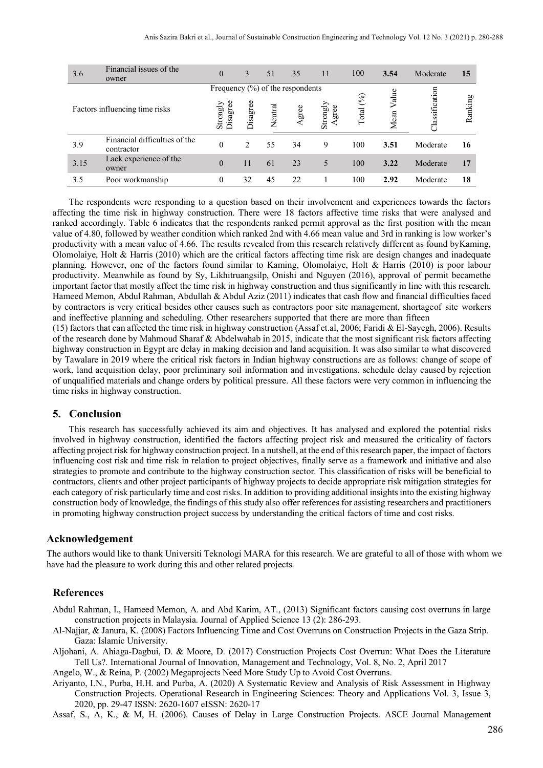| | Factors influencing time risks | Frequency (%) of the respondents | | | | | Total (%) | Mean Value | Classification | Ranking |
|---|---|---|---|---|---|---|---|---|---|---|
| | | Strongly Disagree | Disagree | Neutral | Agree | Strongly Agree | | | | |
| 3.6 | Financial issues of the owner | 0 | 3 | 51 | 35 | 11 | 100 | **3.54** | Moderate | **15** |
| 3.9 | Financial difficulties of the contractor | 0 | 2 | 55 | 34 | 9 | 100 | **3.51** | Moderate | **16** |
| 3.15 | Lack experience of the owner | 0 | 11 | 61 | 23 | 5 | 100 | **3.22** | Moderate | **17** |
| 3.5 | Poor workmanship | 0 | 32 | 45 | 22 | 1 | 100 | **2.92** | Moderate | **18** |

The respondents were responding to a question based on their involvement and experiences towards the factors affecting the time risk in highway construction. There were 18 factors affective time risks that were analysed and ranked accordingly. Table 6 indicates that the respondents ranked permit approval as the first position with the mean value of 4.80, followed by weather condition which ranked 2nd with 4.66 mean value and 3rd in ranking is low worker's productivity with a mean value of 4.66. The results revealed from this research relatively different as found byKaming, Olomolaiye, Holt & Harris (2010) which are the critical factors affecting time risk are design changes and inadequate planning. However, one of the factors found similar to Kaming, Olomolaiye, Holt & Harris (2010) is poor labour productivity. Meanwhile as found by Sy, Likhitruangsilp, Onishi and Nguyen (2016), approval of permit becamethe important factor that mostly affect the time risk in highway construction and thus significantly in line with this research. Hameed Memon, Abdul Rahman, Abdullah & Abdul Aziz (2011) indicates that cash flow and financial difficulties faced by contractors is very critical besides other causes such as contractors poor site management, shortageof site workers and ineffective planning and scheduling. Other researchers supported that there are more than fifteen
(15) factors that can affected the time risk in highway construction (Assaf et.al, 2006; Faridi & El-Sayegh, 2006). Results of the research done by Mahmoud Sharaf & Abdelwahab in 2015, indicate that the most significant risk factors affecting highway construction in Egypt are delay in making decision and land acquisition. It was also similar to what discovered by Tawalare in 2019 where the critical risk factors in Indian highway constructions are as follows: change of scope of work, land acquisition delay, poor preliminary soil information and investigations, schedule delay caused by rejection of unqualified materials and change orders by political pressure. All these factors were very common in influencing the time risks in highway construction.

## 5. Conclusion

This research has successfully achieved its aim and objectives. It has analysed and explored the potential risks involved in highway construction, identified the factors affecting project risk and measured the criticality of factors affecting project risk for highway construction project. In a nutshell, at the end of this research paper, the impact of factors influencing cost risk and time risk in relation to project objectives, finally serve as a framework and initiative and also strategies to promote and contribute to the highway construction sector. This classification of risks will be beneficial to contractors, clients and other project participants of highway projects to decide appropriate risk mitigation strategies for each category of risk particularly time and cost risks. In addition to providing additional insights into the existing highway construction body of knowledge, the findings of this study also offer references for assisting researchers and practitioners in promoting highway construction project success by understanding the critical factors of time and cost risks.

## Acknowledgement

The authors would like to thank Universiti Teknologi MARA for this research. We are grateful to all of those with whom we have had the pleasure to work during this and other related projects.

## References

Abdul Rahman, I., Hameed Memon, A. and Abd Karim, AT., (2013) Significant factors causing cost overruns in large construction projects in Malaysia. Journal of Applied Science 13 (2): 286-293.

Al-Najjar, & Janura, K. (2008) Factors Influencing Time and Cost Overruns on Construction Projects in the Gaza Strip. Gaza: Islamic University.

Aljohani, A. Ahiaga-Dagbui, D. & Moore, D. (2017) Construction Projects Cost Overrun: What Does the Literature Tell Us?. International Journal of Innovation, Management and Technology, Vol. 8, No. 2, April 2017

Angelo, W., & Reina, P. (2002) Megaprojects Need More Study Up to Avoid Cost Overruns.

Ariyanto, I.N., Purba, H.H. and Purba, A. (2020) A Systematic Review and Analysis of Risk Assessment in Highway Construction Projects. Operational Research in Engineering Sciences: Theory and Applications Vol. 3, Issue 3, 2020, pp. 29-47 ISSN: 2620-1607 eISSN: 2620-17

Assaf, S., A, K., & M, H. (2006). Causes of Delay in Large Construction Projects. ASCE Journal Management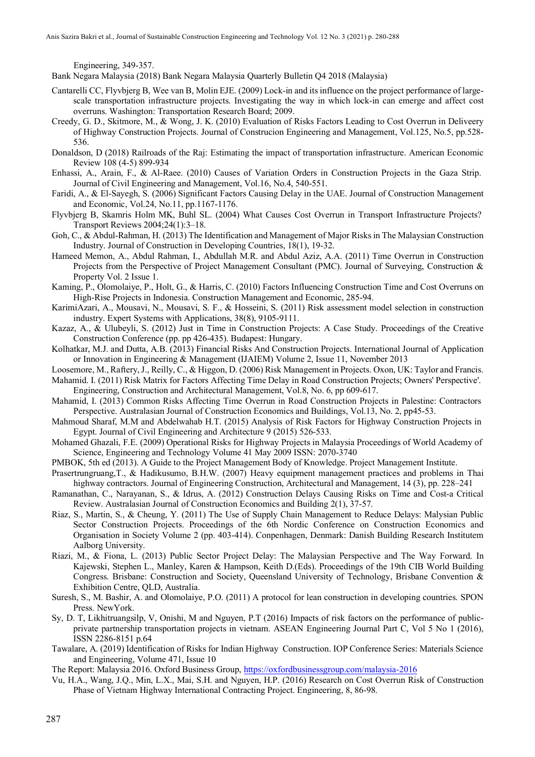Engineering, 349-357.

Bank Negara Malaysia (2018) Bank Negara Malaysia Quarterly Bulletin Q4 2018 (Malaysia)

Cantarelli CC, Flyvbjerg B, Wee van B, Molin EJE. (2009) Lock-in and its influence on the project performance of large-scale transportation infrastructure projects. Investigating the way in which lock-in can emerge and affect cost overruns. Washington: Transportation Research Board; 2009.

Creedy, G. D., Skitmore, M., & Wong, J. K. (2010) Evaluation of Risks Factors Leading to Cost Overrun in Deliveery of Highway Construction Projects. Journal of Construcion Engineering and Management, Vol.125, No.5, pp.528-536.

Donaldson, D (2018) Railroads of the Raj: Estimating the impact of transportation infrastructure. American Economic Review 108 (4-5) 899-934

Enhassi, A., Arain, F., & Al-Raee. (2010) Causes of Variation Orders in Construction Projects in the Gaza Strip. Journal of Civil Engineering and Management, Vol.16, No.4, 540-551.

Faridi, A., & El-Sayegh, S. (2006) Significant Factors Causing Delay in the UAE. Journal of Construction Management and Economic, Vol.24, No.11, pp.1167-1176.

Flyvbjerg B, Skamris Holm MK, Buhl SL. (2004) What Causes Cost Overrun in Transport Infrastructure Projects? Transport Reviews 2004;24(1):3–18.

Goh, C., & Abdul-Rahman, H. (2013) The Identification and Management of Major Risks in The Malaysian Construction Industry. Journal of Construction in Developing Countries, 18(1), 19-32.

Hameed Memon, A., Abdul Rahman, I., Abdullah M.R. and Abdul Aziz, A.A. (2011) Time Overrun in Construction Projects from the Perspective of Project Management Consultant (PMC). Journal of Surveying, Construction & Property Vol. 2 Issue 1.

Kaming, P., Olomolaiye, P., Holt, G., & Harris, C. (2010) Factors Influencing Construction Time and Cost Overruns on High-Rise Projects in Indonesia. Construction Management and Economic, 285-94.

KarimiAzari, A., Mousavi, N., Mousavi, S. F., & Hosseini, S. (2011) Risk assessment model selection in construction industry. Expert Systems with Applications, 38(8), 9105-9111.

Kazaz, A., & Ulubeyli, S. (2012) Just in Time in Construction Projects: A Case Study. Proceedings of the Creative Construction Conference (pp. pp 426-435). Budapest: Hungary.

Kolhatkar, M.J. and Dutta, A.B. (2013) Financial Risks And Construction Projects. International Journal of Application or Innovation in Engineering & Management (IJAIEM) Volume 2, Issue 11, November 2013

Loosemore, M., Raftery, J., Reilly, C., & Higgon, D. (2006) Risk Management in Projects. Oxon, UK: Taylor and Francis.

Mahamid. I. (2011) Risk Matrix for Factors Affecting Time Delay in Road Construction Projects; Owners' Perspective'. Engineering, Construction and Architectural Management, Vol.8, No. 6, pp 609-617.

Mahamid, I. (2013) Common Risks Affecting Time Overrun in Road Construction Projects in Palestine: Contractors Perspective. Australasian Journal of Construction Economics and Buildings, Vol.13, No. 2, pp45-53.

Mahmoud Sharaf, M.M and Abdelwahab H.T. (2015) Analysis of Risk Factors for Highway Construction Projects in Egypt. Journal of Civil Engineering and Architecture 9 (2015) 526-533.

Mohamed Ghazali, F.E. (2009) Operational Risks for Highway Projects in Malaysia Proceedings of World Academy of Science, Engineering and Technology Volume 41 May 2009 ISSN: 2070-3740

PMBOK, 5th ed (2013). A Guide to the Project Management Body of Knowledge. Project Management Institute.

Prasertrungruang,T., & Hadikusumo, B.H.W. (2007) Heavy equipment management practices and problems in Thai highway contractors. Journal of Engineering Construction, Architectural and Management, 14 (3), pp. 228–241

Ramanathan, C., Narayanan, S., & Idrus, A. (2012) Construction Delays Causing Risks on Time and Cost-a Critical Review. Australasian Journal of Construction Economics and Building 2(1), 37-57.

Riaz, S., Martin, S., & Cheung, Y. (2011) The Use of Supply Chain Management to Reduce Delays: Malysian Public Sector Construction Projects. Proceedings of the 6th Nordic Conference on Construction Economics and Organisation in Society Volume 2 (pp. 403-414). Conpenhagen, Denmark: Danish Building Research Institutem Aalborg University.

Riazi, M., & Fiona, L. (2013) Public Sector Project Delay: The Malaysian Perspective and The Way Forward. In Kajewski, Stephen L., Manley, Karen & Hampson, Keith D.(Eds). Proceedings of the 19th CIB World Building Congress. Brisbane: Construction and Society, Queensland University of Technology, Brisbane Convention & Exhibition Centre, QLD, Australia.

Suresh, S., M. Bashir, A. and Olomolaiye, P.O. (2011) A protocol for lean construction in developing countries. SPON Press. NewYork.

Sy, D. T, Likhitruangsilp, V, Onishi, M and Nguyen, P.T (2016) Impacts of risk factors on the performance of public-private partnership transportation projects in vietnam. ASEAN Engineering Journal Part C, Vol 5 No 1 (2016), ISSN 2286-8151 p.64

Tawalare, A. (2019) Identification of Risks for Indian Highway Construction. IOP Conference Series: Materials Science and Engineering, Volume 471, Issue 10

The Report: Malaysia 2016. Oxford Business Group, https://oxfordbusinessgroup.com/malaysia-2016

Vu, H.A., Wang, J.Q., Min, L.X., Mai, S.H. and Nguyen, H.P. (2016) Research on Cost Overrun Risk of Construction Phase of Vietnam Highway International Contracting Project. Engineering, 8, 86-98.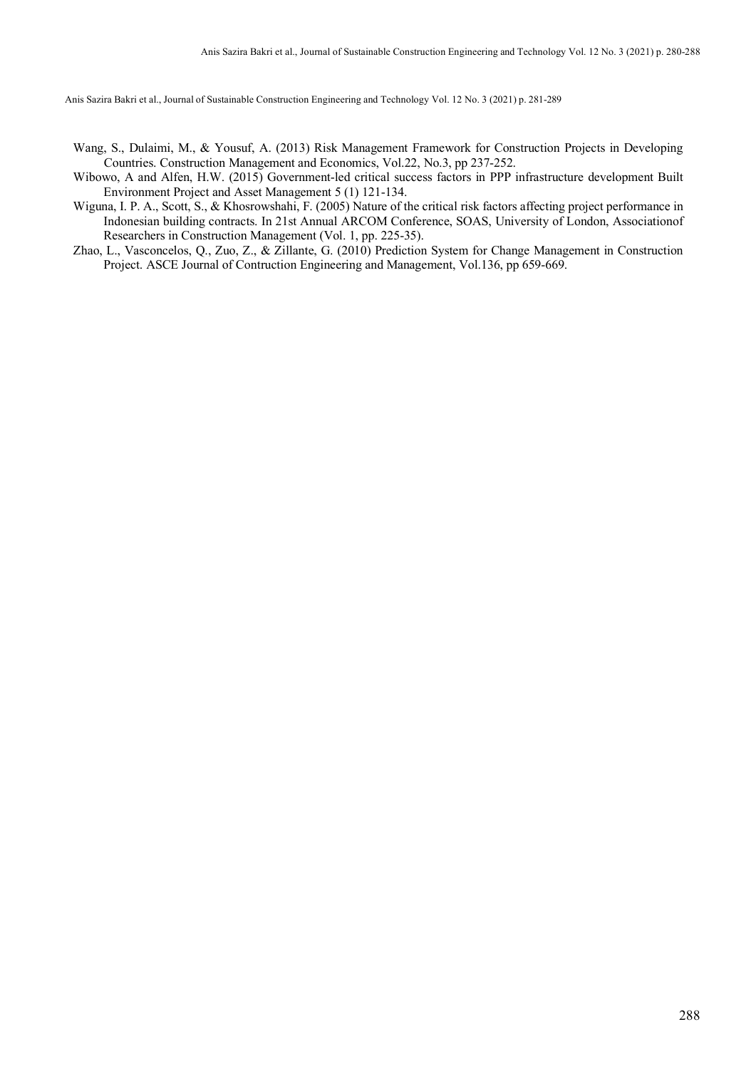Wang, S., Dulaimi, M., & Yousuf, A. (2013) Risk Management Framework for Construction Projects in Developing Countries. Construction Management and Economics, Vol.22, No.3, pp 237-252.

Wibowo, A and Alfen, H.W. (2015) Government-led critical success factors in PPP infrastructure development Built Environment Project and Asset Management 5 (1) 121-134.

Wiguna, I. P. A., Scott, S., & Khosrowshahi, F. (2005) Nature of the critical risk factors affecting project performance in Indonesian building contracts. In 21st Annual ARCOM Conference, SOAS, University of London, Associationof Researchers in Construction Management (Vol. 1, pp. 225-35).

Zhao, L., Vasconcelos, Q., Zuo, Z., & Zillante, G. (2010) Prediction System for Change Management in Construction Project. ASCE Journal of Contruction Engineering and Management, Vol.136, pp 659-669.